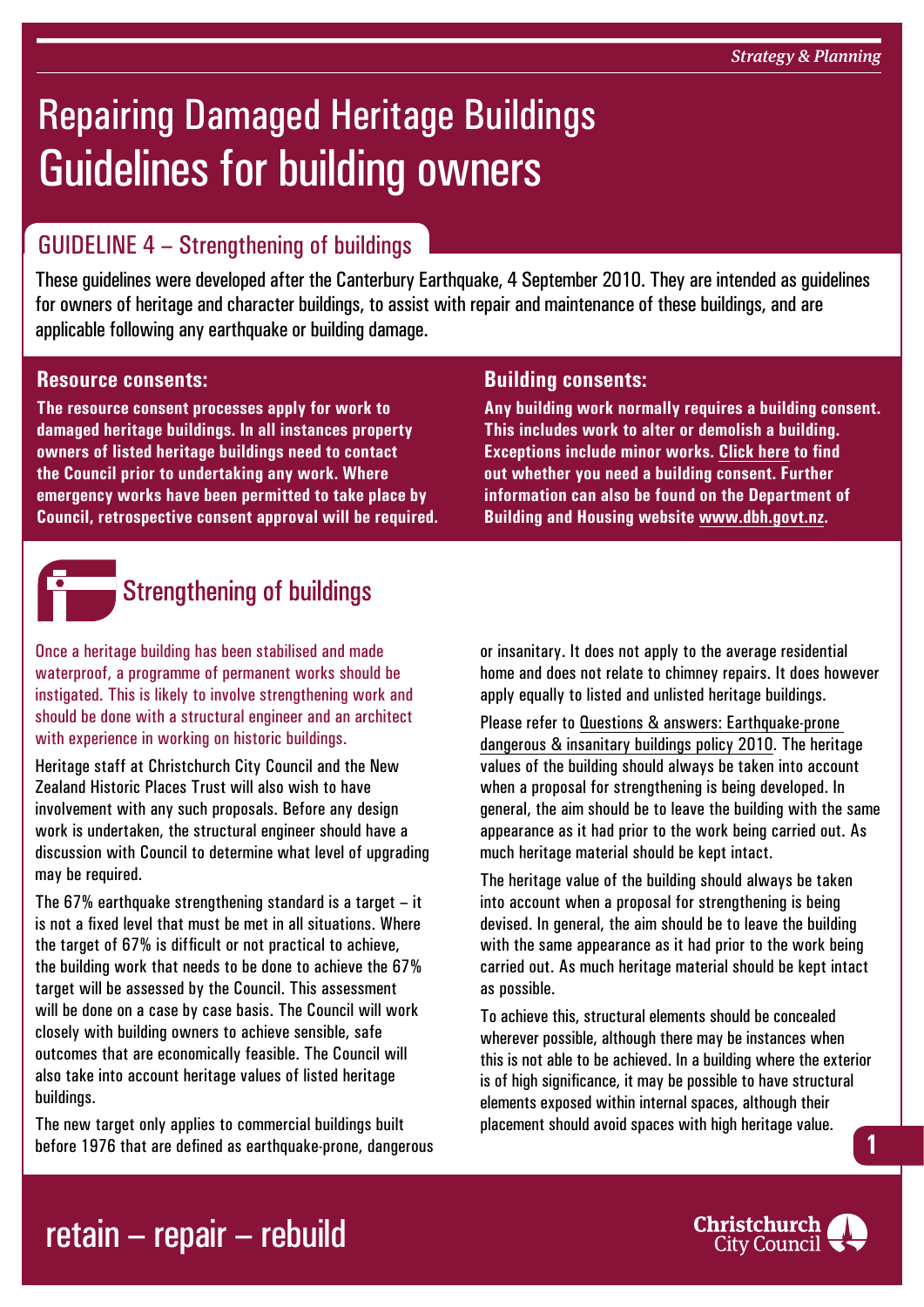*Strategy & Planning*

# Repairing Damaged Heritage Buildings Guidelines for building owners

## GUIDELINE 4 – Strengthening of buildings

These guidelines were developed after the Canterbury Earthquake, 4 September 2010. They are intended as guidelines for owners of heritage and character buildings, to assist with repair and maintenance of these buildings, and are applicable following any earthquake or building damage.

### Resource consents:

**The resource consent processes apply for work to damaged heritage buildings. In all instances property owners of listed heritage buildings need to contact the Council prior to undertaking any work. Where emergency works have been permitted to take place by Council, retrospective consent approval will be required.**

### Building consents:

**Any building work normally requires a building consent. This includes work to alter or demolish a building. Exceptions include minor works. Click here to find out whether you need a building consent. Further information can also be found on the Department of Building and Housing website www.dbh.govt.nz.**

## Strengthening of buildings

Once a heritage building has been stabilised and made waterproof, a programme of permanent works should be instigated. This is likely to involve strengthening work and should be done with a structural engineer and an architect with experience in working on historic buildings.

Heritage staff at Christchurch City Council and the New Zealand Historic Places Trust will also wish to have involvement with any such proposals. Before any design work is undertaken, the structural engineer should have a discussion with Council to determine what level of upgrading may be required.

The 67% earthquake strengthening standard is a target – it is not a fixed level that must be met in all situations. Where the target of 67% is difficult or not practical to achieve, the building work that needs to be done to achieve the 67% target will be assessed by the Council. This assessment will be done on a case by case basis. The Council will work closely with building owners to achieve sensible, safe outcomes that are economically feasible. The Council will also take into account heritage values of listed heritage buildings.

The new target only applies to commercial buildings built before 1976 that are defined as earthquake-prone, dangerous or insanitary. It does not apply to the average residential home and does not relate to chimney repairs. It does however apply equally to listed and unlisted heritage buildings.

Please refer to Questions & answers: Earthquake-prone dangerous & insanitary buildings policy 2010. The heritage values of the building should always be taken into account when a proposal for strengthening is being developed. In general, the aim should be to leave the building with the same appearance as it had prior to the work being carried out. As much heritage material should be kept intact.

The heritage value of the building should always be taken into account when a proposal for strengthening is being devised. In general, the aim should be to leave the building with the same appearance as it had prior to the work being carried out. As much heritage material should be kept intact as possible.

To achieve this, structural elements should be concealed wherever possible, although there may be instances when this is not able to be achieved. In a building where the exterior is of high significance, it may be possible to have structural elements exposed within internal spaces, although their placement should avoid spaces with high heritage value.

retain – repair – rebuild

Christchurch City Council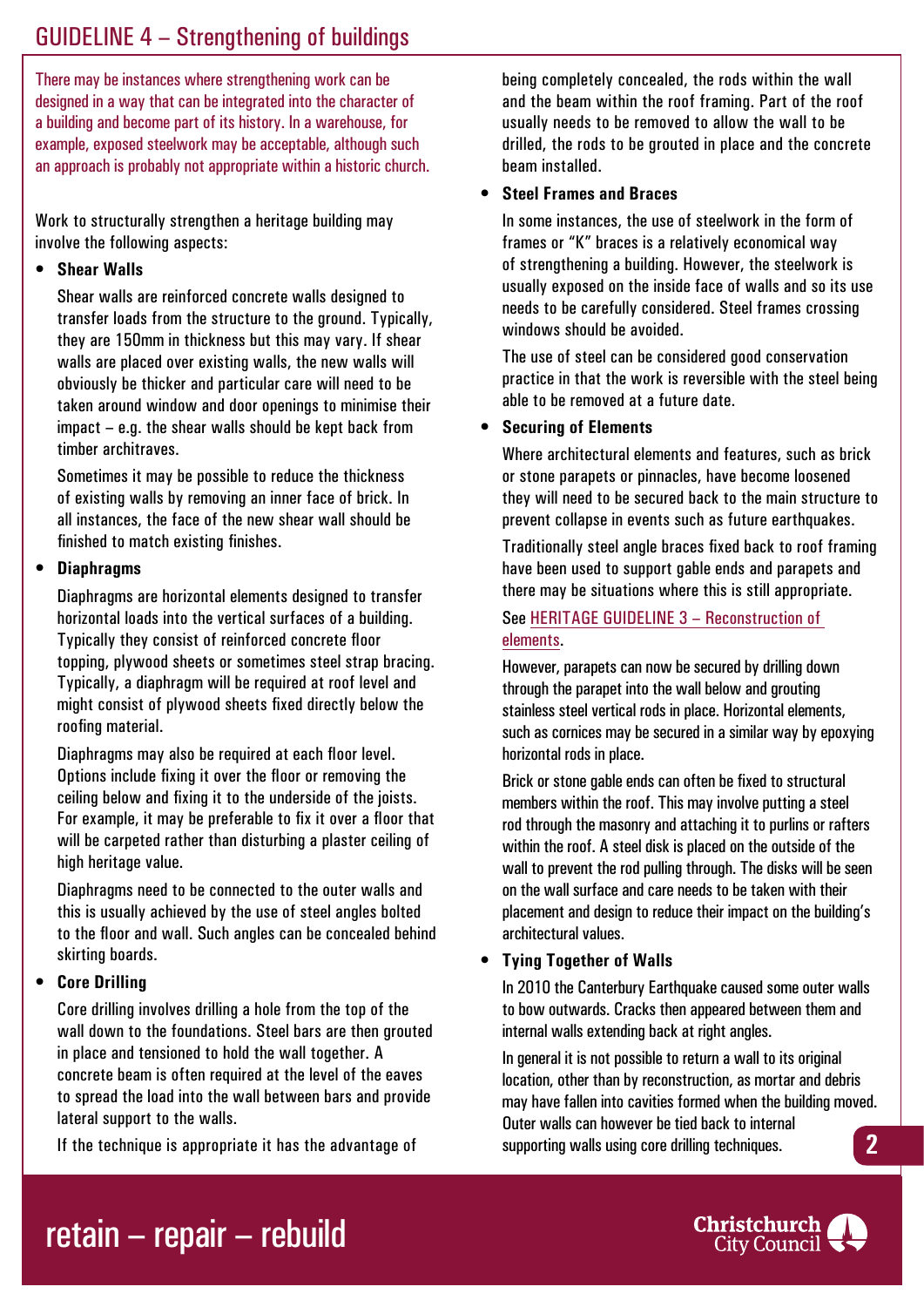# GUIDELINE 4 – Strengthening of buildings

There may be instances where strengthening work can be designed in a way that can be integrated into the character of a building and become part of its history. In a warehouse, for example, exposed steelwork may be acceptable, although such an approach is probably not appropriate within a historic church.

Work to structurally strengthen a heritage building may involve the following aspects:

- **Shear Walls**

  Shear walls are reinforced concrete walls designed to transfer loads from the structure to the ground. Typically, they are 150mm in thickness but this may vary. If shear walls are placed over existing walls, the new walls will obviously be thicker and particular care will need to be taken around window and door openings to minimise their impact – e.g. the shear walls should be kept back from timber architraves.

  Sometimes it may be possible to reduce the thickness of existing walls by removing an inner face of brick. In all instances, the face of the new shear wall should be finished to match existing finishes.

- **Diaphragms**

  Diaphragms are horizontal elements designed to transfer horizontal loads into the vertical surfaces of a building. Typically they consist of reinforced concrete floor topping, plywood sheets or sometimes steel strap bracing. Typically, a diaphragm will be required at roof level and might consist of plywood sheets fixed directly below the roofing material.

  Diaphragms may also be required at each floor level. Options include fixing it over the floor or removing the ceiling below and fixing it to the underside of the joists. For example, it may be preferable to fix it over a floor that will be carpeted rather than disturbing a plaster ceiling of high heritage value.

  Diaphragms need to be connected to the outer walls and this is usually achieved by the use of steel angles bolted to the floor and wall. Such angles can be concealed behind skirting boards.

- **Core Drilling**

  Core drilling involves drilling a hole from the top of the wall down to the foundations. Steel bars are then grouted in place and tensioned to hold the wall together. A concrete beam is often required at the level of the eaves to spread the load into the wall between bars and provide lateral support to the walls.

  If the technique is appropriate it has the advantage of being completely concealed, the rods within the wall and the beam within the roof framing. Part of the roof usually needs to be removed to allow the wall to be drilled, the rods to be grouted in place and the concrete beam installed.

- **Steel Frames and Braces**

  In some instances, the use of steelwork in the form of frames or "K" braces is a relatively economical way of strengthening a building. However, the steelwork is usually exposed on the inside face of walls and so its use needs to be carefully considered. Steel frames crossing windows should be avoided.

  The use of steel can be considered good conservation practice in that the work is reversible with the steel being able to be removed at a future date.

- **Securing of Elements**

  Where architectural elements and features, such as brick or stone parapets or pinnacles, have become loosened they will need to be secured back to the main structure to prevent collapse in events such as future earthquakes.

  Traditionally steel angle braces fixed back to roof framing have been used to support gable ends and parapets and there may be situations where this is still appropriate.

  See HERITAGE GUIDELINE 3 – Reconstruction of elements.

  However, parapets can now be secured by drilling down through the parapet into the wall below and grouting stainless steel vertical rods in place. Horizontal elements, such as cornices may be secured in a similar way by epoxying horizontal rods in place.

  Brick or stone gable ends can often be fixed to structural members within the roof. This may involve putting a steel rod through the masonry and attaching it to purlins or rafters within the roof. A steel disk is placed on the outside of the wall to prevent the rod pulling through. The disks will be seen on the wall surface and care needs to be taken with their placement and design to reduce their impact on the building's architectural values.

- **Tying Together of Walls**

  In 2010 the Canterbury Earthquake caused some outer walls to bow outwards. Cracks then appeared between them and internal walls extending back at right angles.

  In general it is not possible to return a wall to its original location, other than by reconstruction, as mortar and debris may have fallen into cavities formed when the building moved. Outer walls can however be tied back to internal supporting walls using core drilling techniques.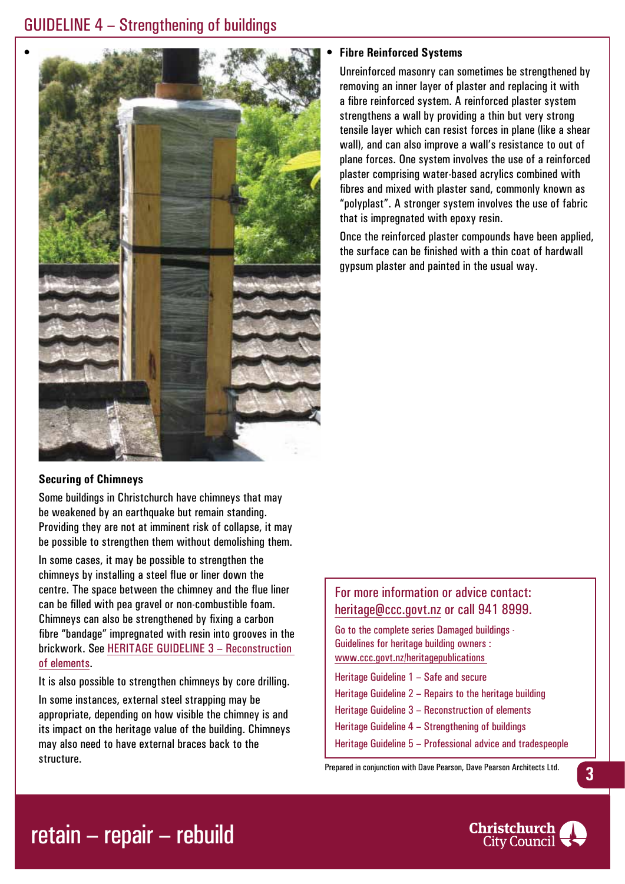- **Fibre Reinforced Systems**

  Unreinforced masonry can sometimes be strengthened by removing an inner layer of plaster and replacing it with a fibre reinforced system. A reinforced plaster system strengthens a wall by providing a thin but very strong tensile layer which can resist forces in plane (like a shear wall), and can also improve a wall's resistance to out of plane forces. One system involves the use of a reinforced plaster comprising water-based acrylics combined with fibres and mixed with plaster sand, commonly known as "polyplast". A stronger system involves the use of fabric that is impregnated with epoxy resin.

  Once the reinforced plaster compounds have been applied, the surface can be finished with a thin coat of hardwall gypsum plaster and painted in the usual way.

**Securing of Chimneys**

Some buildings in Christchurch have chimneys that may be weakened by an earthquake but remain standing. Providing they are not at imminent risk of collapse, it may be possible to strengthen them without demolishing them.

In some cases, it may be possible to strengthen the chimneys by installing a steel flue or liner down the centre. The space between the chimney and the flue liner can be filled with pea gravel or non-combustible foam. Chimneys can also be strengthened by fixing a carbon fibre "bandage" impregnated with resin into grooves in the brickwork. See HERITAGE GUIDELINE 3 – Reconstruction of elements.

It is also possible to strengthen chimneys by core drilling.

In some instances, external steel strapping may be appropriate, depending on how visible the chimney is and its impact on the heritage value of the building. Chimneys may also need to have external braces back to the structure.

For more information or advice contact:
heritage@ccc.govt.nz or call 941 8999.

Go to the complete series Damaged buildings - Guidelines for heritage building owners :
www.ccc.govt.nz/heritagepublications

Heritage Guideline 1 – Safe and secure

Heritage Guideline 2 – Repairs to the heritage building

Heritage Guideline 3 – Reconstruction of elements

Heritage Guideline 4 – Strengthening of buildings

Heritage Guideline 5 – Professional advice and tradespeople

Prepared in conjunction with Dave Pearson, Dave Pearson Architects Ltd.

retain – repair – rebuild

Christchurch City Council